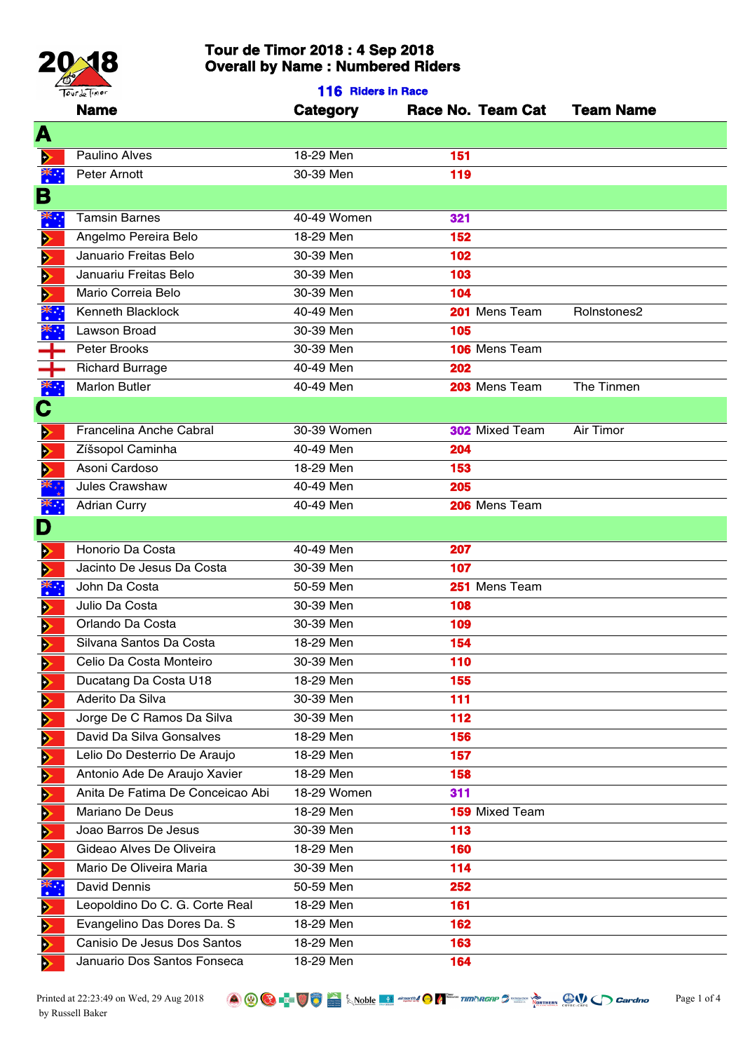# Tour de Timor 2018 : 4 Sep 2018
## Overall by Name : Numbered Riders

**116 Riders in Race**

| Name | Category | Race No. | Team Cat | Team Name |
|---|---|---|---|---|
| **A** | | | | |
| Paulino Alves | 18-29 Men | 151 | | |
| Peter Arnott | 30-39 Men | 119 | | |
| **B** | | | | |
| Tamsin Barnes | 40-49 Women | 321 | | |
| Angelmo Pereira Belo | 18-29 Men | 152 | | |
| Januario Freitas Belo | 30-39 Men | 102 | | |
| Januariu Freitas Belo | 30-39 Men | 103 | | |
| Mario Correia Belo | 30-39 Men | 104 | | |
| Kenneth Blacklock | 40-49 Men | 201 | Mens Team | Rolnstones2 |
| Lawson Broad | 30-39 Men | 105 | | |
| Peter Brooks | 30-39 Men | 106 | Mens Team | |
| Richard Burrage | 40-49 Men | 202 | | |
| Marlon Butler | 40-49 Men | 203 | Mens Team | The Tinmen |
| **C** | | | | |
| Francelina Anche Cabral | 30-39 Women | 302 | Mixed Team | Air Timor |
| Zíšsopol Caminha | 40-49 Men | 204 | | |
| Asoni Cardoso | 18-29 Men | 153 | | |
| Jules Crawshaw | 40-49 Men | 205 | | |
| Adrian Curry | 40-49 Men | 206 | Mens Team | |
| **D** | | | | |
| Honorio Da Costa | 40-49 Men | 207 | | |
| Jacinto De Jesus Da Costa | 30-39 Men | 107 | | |
| John Da Costa | 50-59 Men | 251 | Mens Team | |
| Julio Da Costa | 30-39 Men | 108 | | |
| Orlando Da Costa | 30-39 Men | 109 | | |
| Silvana Santos Da Costa | 18-29 Men | 154 | | |
| Celio Da Costa Monteiro | 30-39 Men | 110 | | |
| Ducatang Da Costa U18 | 18-29 Men | 155 | | |
| Aderito Da Silva | 30-39 Men | 111 | | |
| Jorge De C Ramos Da Silva | 30-39 Men | 112 | | |
| David Da Silva Gonsalves | 18-29 Men | 156 | | |
| Lelio Do Desterrio De Araujo | 18-29 Men | 157 | | |
| Antonio Ade De Araujo Xavier | 18-29 Men | 158 | | |
| Anita De Fatima De Conceicao Abi | 18-29 Women | 311 | | |
| Mariano De Deus | 18-29 Men | 159 | Mixed Team | |
| Joao Barros De Jesus | 30-39 Men | 113 | | |
| Gideao Alves De Oliveira | 18-29 Men | 160 | | |
| Mario De Oliveira Maria | 30-39 Men | 114 | | |
| David Dennis | 50-59 Men | 252 | | |
| Leopoldino Do C. G. Corte Real | 18-29 Men | 161 | | |
| Evangelino Das Dores Da. S | 18-29 Men | 162 | | |
| Canisio De Jesus Dos Santos | 18-29 Men | 163 | | |
| Januario Dos Santos Fonseca | 18-29 Men | 164 | | |

Printed at 22:23:49 on Wed, 29 Aug 2018 by Russell Baker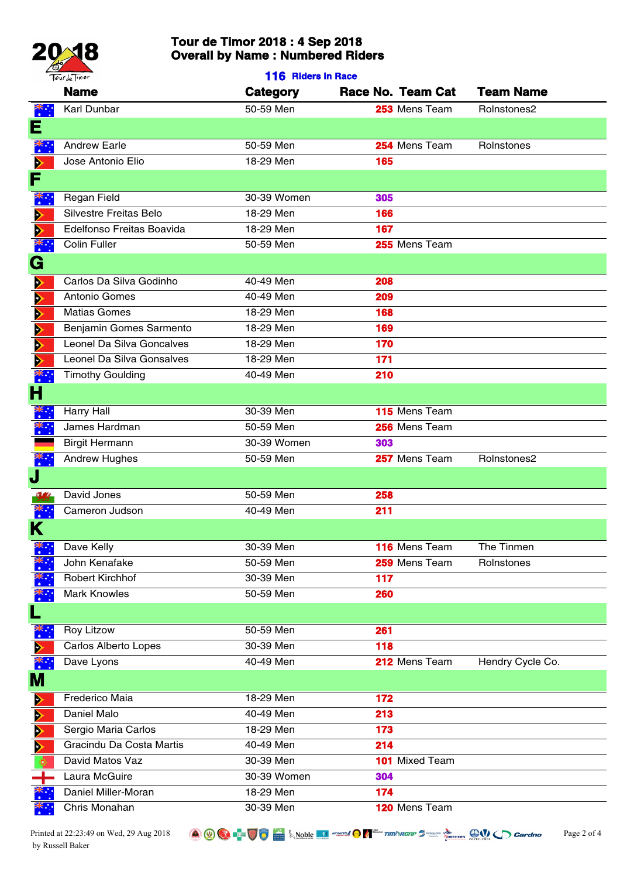# Tour de Timor 2018 : 4 Sep 2018
## Overall by Name : Numbered Riders

**116 Riders in Race**

| Name | Category | Race No. | Team Cat | Team Name |
|---|---|---|---|---|
| Karl Dunbar | 50-59 Men | 253 | Mens Team | Rolnstones2 |
| **E** | | | | |
| Andrew Earle | 50-59 Men | 254 | Mens Team | Rolnstones |
| Jose Antonio Elio | 18-29 Men | 165 | | |
| **F** | | | | |
| Regan Field | 30-39 Women | 305 | | |
| Silvestre Freitas Belo | 18-29 Men | 166 | | |
| Edelfonso Freitas Boavida | 18-29 Men | 167 | | |
| Colin Fuller | 50-59 Men | 255 | Mens Team | |
| **G** | | | | |
| Carlos Da Silva Godinho | 40-49 Men | 208 | | |
| Antonio Gomes | 40-49 Men | 209 | | |
| Matias Gomes | 18-29 Men | 168 | | |
| Benjamin Gomes Sarmento | 18-29 Men | 169 | | |
| Leonel Da Silva Goncalves | 18-29 Men | 170 | | |
| Leonel Da Silva Gonsalves | 18-29 Men | 171 | | |
| Timothy Goulding | 40-49 Men | 210 | | |
| **H** | | | | |
| Harry Hall | 30-39 Men | 115 | Mens Team | |
| James Hardman | 50-59 Men | 256 | Mens Team | |
| Birgit Hermann | 30-39 Women | 303 | | |
| Andrew Hughes | 50-59 Men | 257 | Mens Team | Rolnstones2 |
| **J** | | | | |
| David Jones | 50-59 Men | 258 | | |
| Cameron Judson | 40-49 Men | 211 | | |
| **K** | | | | |
| Dave Kelly | 30-39 Men | 116 | Mens Team | The Tinmen |
| John Kenafake | 50-59 Men | 259 | Mens Team | Rolnstones |
| Robert Kirchhof | 30-39 Men | 117 | | |
| Mark Knowles | 50-59 Men | 260 | | |
| **L** | | | | |
| Roy Litzow | 50-59 Men | 261 | | |
| Carlos Alberto Lopes | 30-39 Men | 118 | | |
| Dave Lyons | 40-49 Men | 212 | Mens Team | Hendry Cycle Co. |
| **M** | | | | |
| Frederico Maia | 18-29 Men | 172 | | |
| Daniel Malo | 40-49 Men | 213 | | |
| Sergio Maria Carlos | 18-29 Men | 173 | | |
| Gracindu Da Costa Martis | 40-49 Men | 214 | | |
| David Matos Vaz | 30-39 Men | 101 | Mixed Team | |
| Laura McGuire | 30-39 Women | 304 | | |
| Daniel Miller-Moran | 18-29 Men | 174 | | |
| Chris Monahan | 30-39 Men | 120 | Mens Team | |

Printed at 22:23:49 on Wed, 29 Aug 2018 by Russell Baker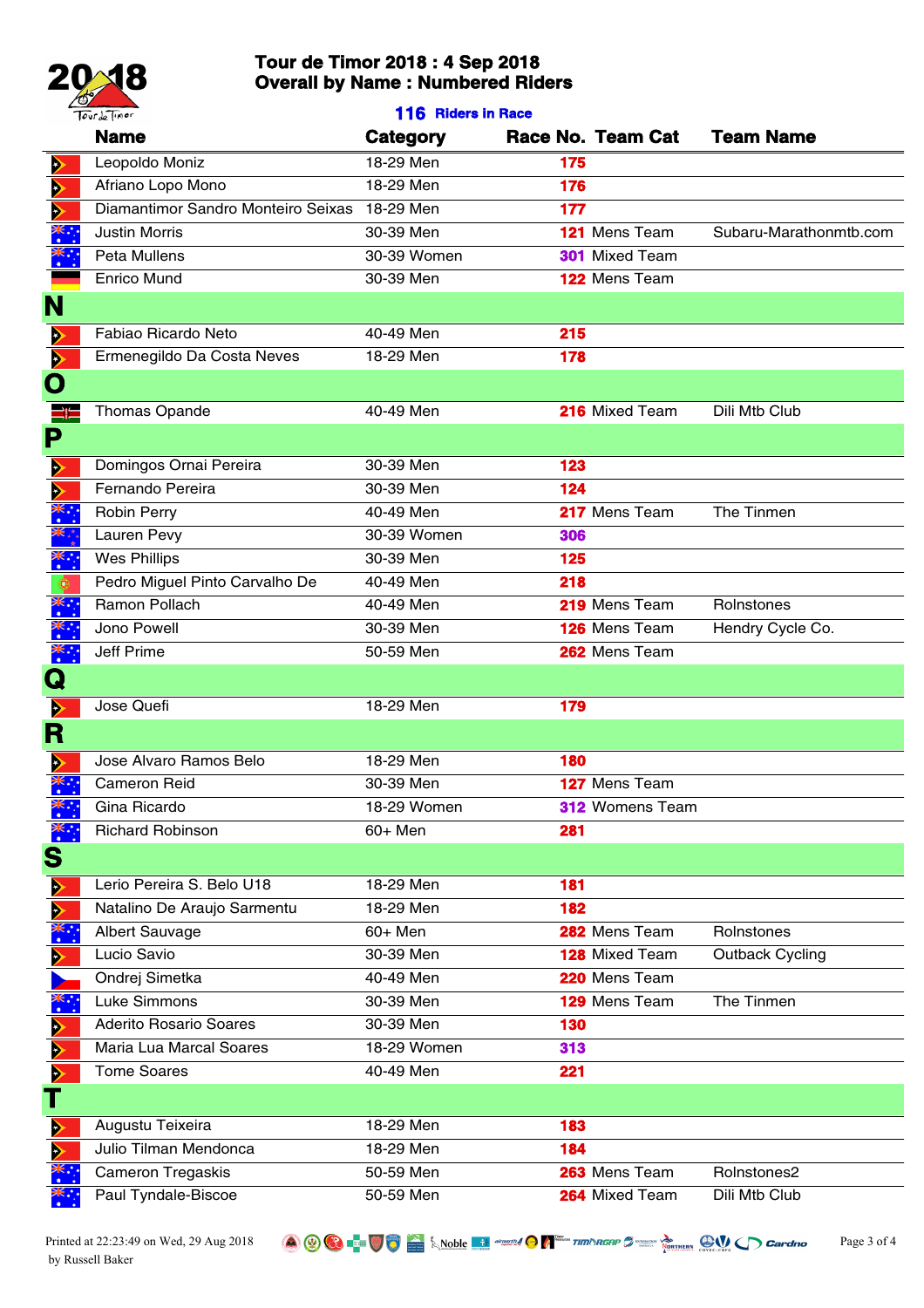# Tour de Timor 2018 : 4 Sep 2018
## Overall by Name : Numbered Riders

**116 Riders in Race**

| Name | Category | Race No. | Team Cat | Team Name |
|---|---|---|---|---|
| Leopoldo Moniz | 18-29 Men | 175 | | |
| Afriano Lopo Mono | 18-29 Men | 176 | | |
| Diamantimor Sandro Monteiro Seixas | 18-29 Men | 177 | | |
| Justin Morris | 30-39 Men | 121 | Mens Team | Subaru-Marathonmtb.com |
| Peta Mullens | 30-39 Women | 301 | Mixed Team | |
| Enrico Mund | 30-39 Men | 122 | Mens Team | |
| **N** | | | | |
| Fabiao Ricardo Neto | 40-49 Men | 215 | | |
| Ermenegildo Da Costa Neves | 18-29 Men | 178 | | |
| **O** | | | | |
| Thomas Opande | 40-49 Men | 216 | Mixed Team | Dili Mtb Club |
| **P** | | | | |
| Domingos Ornai Pereira | 30-39 Men | 123 | | |
| Fernando Pereira | 30-39 Men | 124 | | |
| Robin Perry | 40-49 Men | 217 | Mens Team | The Tinmen |
| Lauren Pevy | 30-39 Women | 306 | | |
| Wes Phillips | 30-39 Men | 125 | | |
| Pedro Miguel Pinto Carvalho De | 40-49 Men | 218 | | |
| Ramon Pollach | 40-49 Men | 219 | Mens Team | Rolnstones |
| Jono Powell | 30-39 Men | 126 | Mens Team | Hendry Cycle Co. |
| Jeff Prime | 50-59 Men | 262 | Mens Team | |
| **Q** | | | | |
| Jose Quefi | 18-29 Men | 179 | | |
| **R** | | | | |
| Jose Alvaro Ramos Belo | 18-29 Men | 180 | | |
| Cameron Reid | 30-39 Men | 127 | Mens Team | |
| Gina Ricardo | 18-29 Women | 312 | Womens Team | |
| Richard Robinson | 60+ Men | 281 | | |
| **S** | | | | |
| Lerio Pereira S. Belo U18 | 18-29 Men | 181 | | |
| Natalino De Araujo Sarmentu | 18-29 Men | 182 | | |
| Albert Sauvage | 60+ Men | 282 | Mens Team | Rolnstones |
| Lucio Savio | 30-39 Men | 128 | Mixed Team | Outback Cycling |
| Ondrej Simetka | 40-49 Men | 220 | Mens Team | |
| Luke Simmons | 30-39 Men | 129 | Mens Team | The Tinmen |
| Aderito Rosario Soares | 30-39 Men | 130 | | |
| Maria Lua Marcal Soares | 18-29 Women | 313 | | |
| Tome Soares | 40-49 Men | 221 | | |
| **T** | | | | |
| Augustu Teixeira | 18-29 Men | 183 | | |
| Julio Tilman Mendonca | 18-29 Men | 184 | | |
| Cameron Tregaskis | 50-59 Men | 263 | Mens Team | Rolnstones2 |
| Paul Tyndale-Biscoe | 50-59 Men | 264 | Mixed Team | Dili Mtb Club |

Printed at 22:23:49 on Wed, 29 Aug 2018 by Russell Baker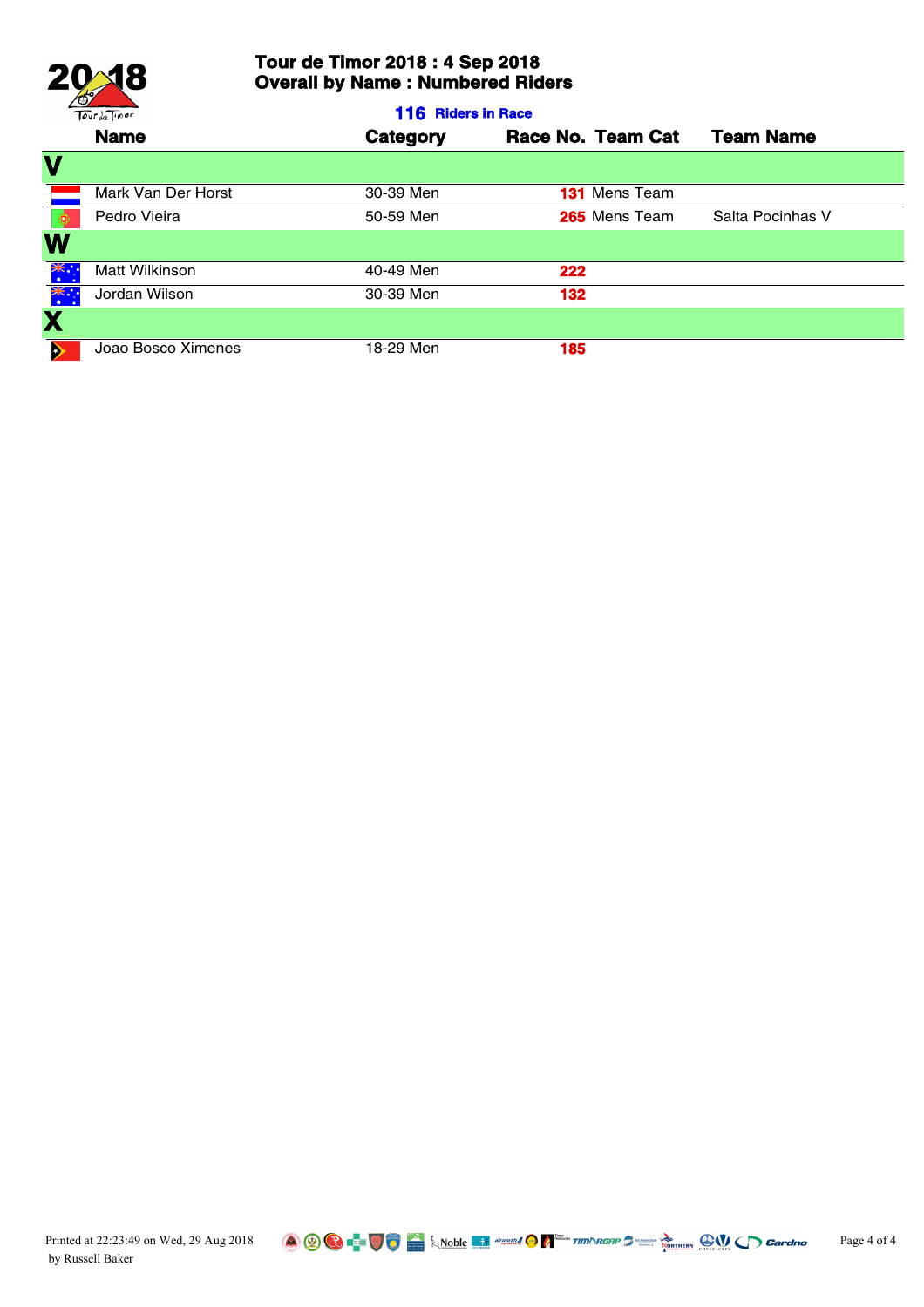# Tour de Timor 2018 : 4 Sep 2018
## Overall by Name : Numbered Riders

**116 Riders in Race**

| Name | Category | Race No. | Team Cat | Team Name |
|---|---|---|---|---|
| **V** | | | | |
| Mark Van Der Horst | 30-39 Men | 131 | Mens Team | |
| Pedro Vieira | 50-59 Men | 265 | Mens Team | Salta Pocinhas V |
| **W** | | | | |
| Matt Wilkinson | 40-49 Men | 222 | | |
| Jordan Wilson | 30-39 Men | 132 | | |
| **X** | | | | |
| Joao Bosco Ximenes | 18-29 Men | 185 | | |

Printed at 22:23:49 on Wed, 29 Aug 2018
by Russell Baker